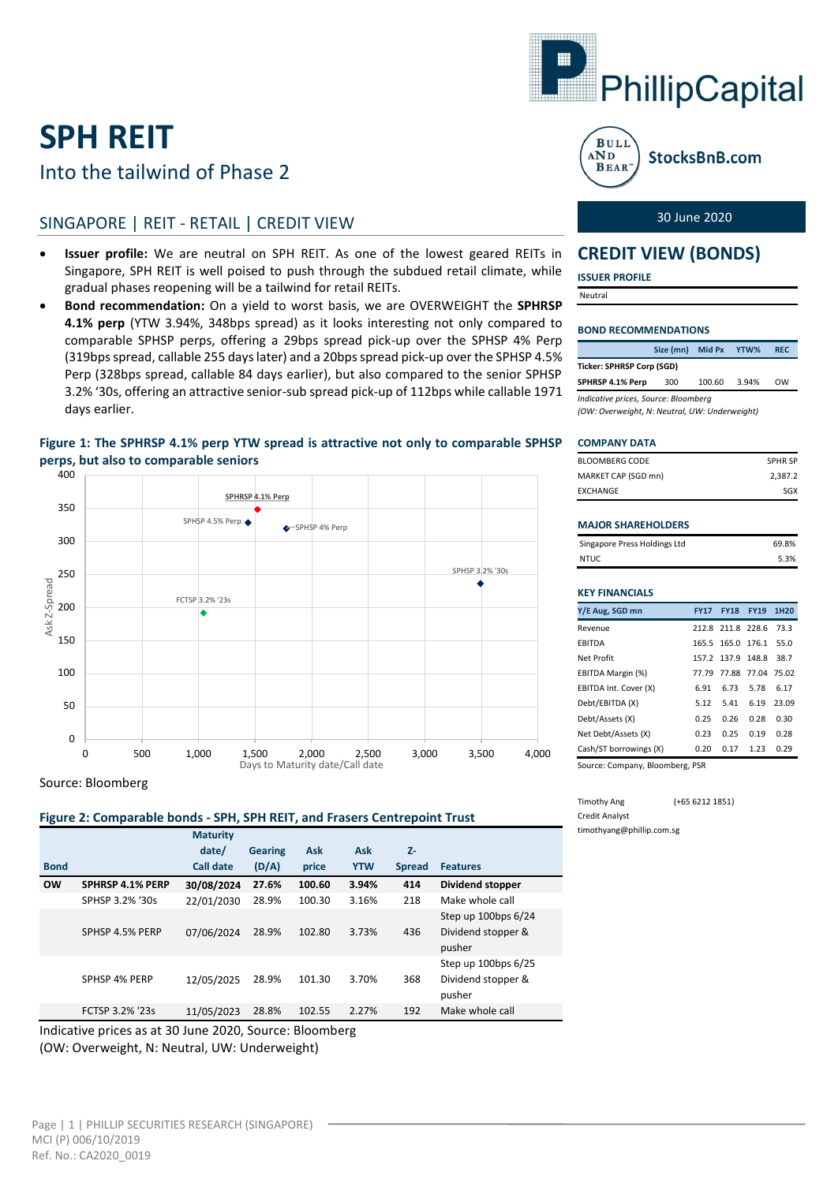# SPH REIT

## Into the tailwind of Phase 2

30 June 2020

### SINGAPORE | REIT - RETAIL | CREDIT VIEW

- **Issuer profile:** We are neutral on SPH REIT. As one of the lowest geared REITs in Singapore, SPH REIT is well poised to push through the subdued retail climate, while gradual phases reopening will be a tailwind for retail REITs.
- **Bond recommendation:** On a yield to worst basis, we are OVERWEIGHT the **SPHRSP 4.1% perp** (YTW 3.94%, 348bps spread) as it looks interesting not only compared to comparable SPHSP perps, offering a 29bps spread pick-up over the SPHSP 4% Perp (319bps spread, callable 255 days later) and a 20bps spread pick-up over the SPHSP 4.5% Perp (328bps spread, callable 84 days earlier), but also compared to the senior SPHSP 3.2% '30s, offering an attractive senior-sub spread pick-up of 112bps while callable 1971 days earlier.

**Figure 1: The SPHRSP 4.1% perp YTW spread is attractive not only to comparable SPHSP perps, but also to comparable seniors**

Source: Bloomberg

**Figure 2: Comparable bonds - SPH, SPH REIT, and Frasers Centrepoint Trust**

| Bond | | Maturity date/ Call date | Gearing (D/A) | Ask price | Ask YTW | Z-Spread | Features |
|---|---|---|---|---|---|---|---|
| **OW** | **SPHRSP 4.1% PERP** | **30/08/2024** | **27.6%** | **100.60** | **3.94%** | **414** | **Dividend stopper** |
| | SPHSP 3.2% '30s | 22/01/2030 | 28.9% | 100.30 | 3.16% | 218 | Make whole call |
| | SPHSP 4.5% PERP | 07/06/2024 | 28.9% | 102.80 | 3.73% | 436 | Step up 100bps 6/24 Dividend stopper & pusher |
| | SPHSP 4% PERP | 12/05/2025 | 28.9% | 101.30 | 3.70% | 368 | Step up 100bps 6/25 Dividend stopper & pusher |
| | FCTSP 3.2% '23s | 11/05/2023 | 28.8% | 102.55 | 2.27% | 192 | Make whole call |

Indicative prices as at 30 June 2020, Source: Bloomberg
(OW: Overweight, N: Neutral, UW: Underweight)

## CREDIT VIEW (BONDS)

### ISSUER PROFILE

Neutral

### BOND RECOMMENDATIONS

| | Size (mn) | Mid Px | YTW% | REC |
|---|---|---|---|---|
| **Ticker: SPHRSP Corp (SGD)** | | | | |
| **SPHRSP 4.1% Perp** | 300 | 100.60 | 3.94% | OW |

*Indicative prices, Source: Bloomberg*
*(OW: Overweight, N: Neutral, UW: Underweight)*

### COMPANY DATA

| | |
|---|---|
| BLOOMBERG CODE | SPHR SP |
| MARKET CAP (SGD mn) | 2,387.2 |
| EXCHANGE | SGX |

### MAJOR SHAREHOLDERS

| | |
|---|---|
| Singapore Press Holdings Ltd | 69.8% |
| NTUC | 5.3% |

### KEY FINANCIALS

| Y/E Aug, SGD mn | FY17 | FY18 | FY19 | 1H20 |
|---|---|---|---|---|
| Revenue | 212.8 | 211.8 | 228.6 | 73.3 |
| EBITDA | 165.5 | 165.0 | 176.1 | 55.0 |
| Net Profit | 157.2 | 137.9 | 148.8 | 38.7 |
| EBITDA Margin (%) | 77.79 | 77.88 | 77.04 | 75.02 |
| EBITDA Int. Cover (X) | 6.91 | 6.73 | 5.78 | 6.17 |
| Debt/EBITDA (X) | 5.12 | 5.41 | 6.19 | 23.09 |
| Debt/Assets (X) | 0.25 | 0.26 | 0.28 | 0.30 |
| Net Debt/Assets (X) | 0.23 | 0.25 | 0.19 | 0.28 |
| Cash/ST borrowings (X) | 0.20 | 0.17 | 1.23 | 0.29 |

Source: Company, Bloomberg, PSR

Timothy Ang (+65 6212 1851)
Credit Analyst
timothyang@phillip.com.sg

MCI (P) 006/10/2019
Ref. No.: CA2020_0019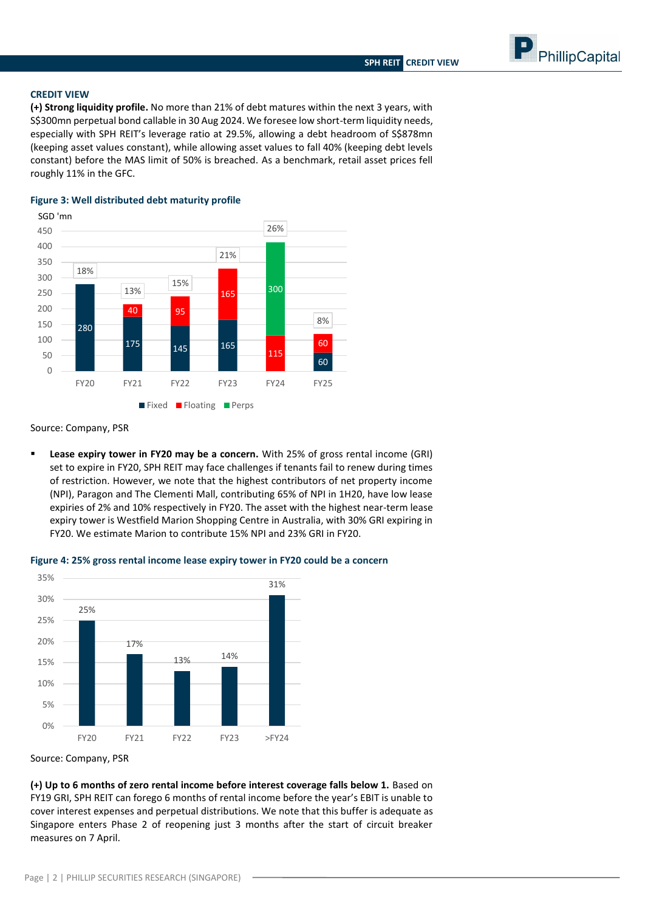## CREDIT VIEW

**(+) Strong liquidity profile.** No more than 21% of debt matures within the next 3 years, with S$300mn perpetual bond callable in 30 Aug 2024. We foresee low short-term liquidity needs, especially with SPH REIT's leverage ratio at 29.5%, allowing a debt headroom of S$878mn (keeping asset values constant), while allowing asset values to fall 40% (keeping debt levels constant) before the MAS limit of 50% is breached. As a benchmark, retail asset prices fell roughly 11% in the GFC.

**Figure 3: Well distributed debt maturity profile**

SGD 'mn

| | FY20 | FY21 | FY22 | FY23 | FY24 | FY25 |
|---|---|---|---|---|---|---|
| Fixed | 280 | 175 | 145 | 165 | | 60 |
| Floating | | 40 | 95 | 165 | 115 | 60 |
| Perps | | | | | 300 | |
| % of total | 18% | 13% | 15% | 21% | 26% | 8% |

Source: Company, PSR

- **Lease expiry tower in FY20 may be a concern.** With 25% of gross rental income (GRI) set to expire in FY20, SPH REIT may face challenges if tenants fail to renew during times of restriction. However, we note that the highest contributors of net property income (NPI), Paragon and The Clementi Mall, contributing 65% of NPI in 1H20, have low lease expiries of 2% and 10% respectively in FY20. The asset with the highest near-term lease expiry tower is Westfield Marion Shopping Centre in Australia, with 30% GRI expiring in FY20. We estimate Marion to contribute 15% NPI and 23% GRI in FY20.

**Figure 4: 25% gross rental income lease expiry tower in FY20 could be a concern**

| FY20 | FY21 | FY22 | FY23 | >FY24 |
|---|---|---|---|---|
| 25% | 17% | 13% | 14% | 31% |

Source: Company, PSR

**(+) Up to 6 months of zero rental income before interest coverage falls below 1.** Based on FY19 GRI, SPH REIT can forego 6 months of rental income before the year's EBIT is unable to cover interest expenses and perpetual distributions. We note that this buffer is adequate as Singapore enters Phase 2 of reopening just 3 months after the start of circuit breaker measures on 7 April.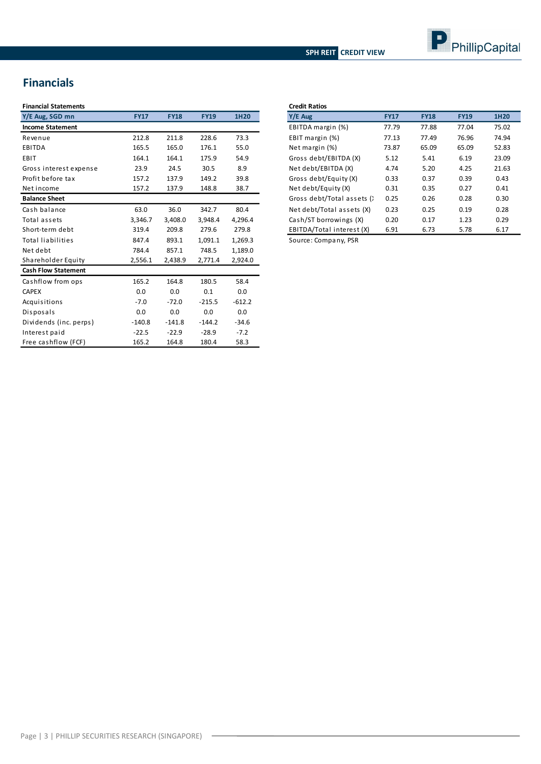# Financials

**Financial Statements**

| Y/E Aug, SGD mn | FY17 | FY18 | FY19 | 1H20 |
|---|---|---|---|---|
| **Income Statement** | | | | |
| Revenue | 212.8 | 211.8 | 228.6 | 73.3 |
| EBITDA | 165.5 | 165.0 | 176.1 | 55.0 |
| EBIT | 164.1 | 164.1 | 175.9 | 54.9 |
| Gross interest expense | 23.9 | 24.5 | 30.5 | 8.9 |
| Profit before tax | 157.2 | 137.9 | 149.2 | 39.8 |
| Net income | 157.2 | 137.9 | 148.8 | 38.7 |
| **Balance Sheet** | | | | |
| Cash balance | 63.0 | 36.0 | 342.7 | 80.4 |
| Total assets | 3,346.7 | 3,408.0 | 3,948.4 | 4,296.4 |
| Short-term debt | 319.4 | 209.8 | 279.6 | 279.8 |
| Total liabilities | 847.4 | 893.1 | 1,091.1 | 1,269.3 |
| Net debt | 784.4 | 857.1 | 748.5 | 1,189.0 |
| Shareholder Equity | 2,556.1 | 2,438.9 | 2,771.4 | 2,924.0 |
| **Cash Flow Statement** | | | | |
| Cashflow from ops | 165.2 | 164.8 | 180.5 | 58.4 |
| CAPEX | 0.0 | 0.0 | 0.1 | 0.0 |
| Acquisitions | -7.0 | -72.0 | -215.5 | -612.2 |
| Disposals | 0.0 | 0.0 | 0.0 | 0.0 |
| Dividends (inc. perps) | -140.8 | -141.8 | -144.2 | -34.6 |
| Interest paid | -22.5 | -22.9 | -28.9 | -7.2 |
| Free cashflow (FCF) | 165.2 | 164.8 | 180.4 | 58.3 |

**Credit Ratios**

| Y/E Aug | FY17 | FY18 | FY19 | 1H20 |
|---|---|---|---|---|
| EBITDA margin (%) | 77.79 | 77.88 | 77.04 | 75.02 |
| EBIT margin (%) | 77.13 | 77.49 | 76.96 | 74.94 |
| Net margin (%) | 73.87 | 65.09 | 65.09 | 52.83 |
| Gross debt/EBITDA (X) | 5.12 | 5.41 | 6.19 | 23.09 |
| Net debt/EBITDA (X) | 4.74 | 5.20 | 4.25 | 21.63 |
| Gross debt/Equity (X) | 0.33 | 0.37 | 0.39 | 0.43 |
| Net debt/Equity (X) | 0.31 | 0.35 | 0.27 | 0.41 |
| Gross debt/Total assets (X) | 0.25 | 0.26 | 0.28 | 0.30 |
| Net debt/Total assets (X) | 0.23 | 0.25 | 0.19 | 0.28 |
| Cash/ST borrowings (X) | 0.20 | 0.17 | 1.23 | 0.29 |
| EBITDA/Total interest (X) | 6.91 | 6.73 | 5.78 | 6.17 |

Source: Company, PSR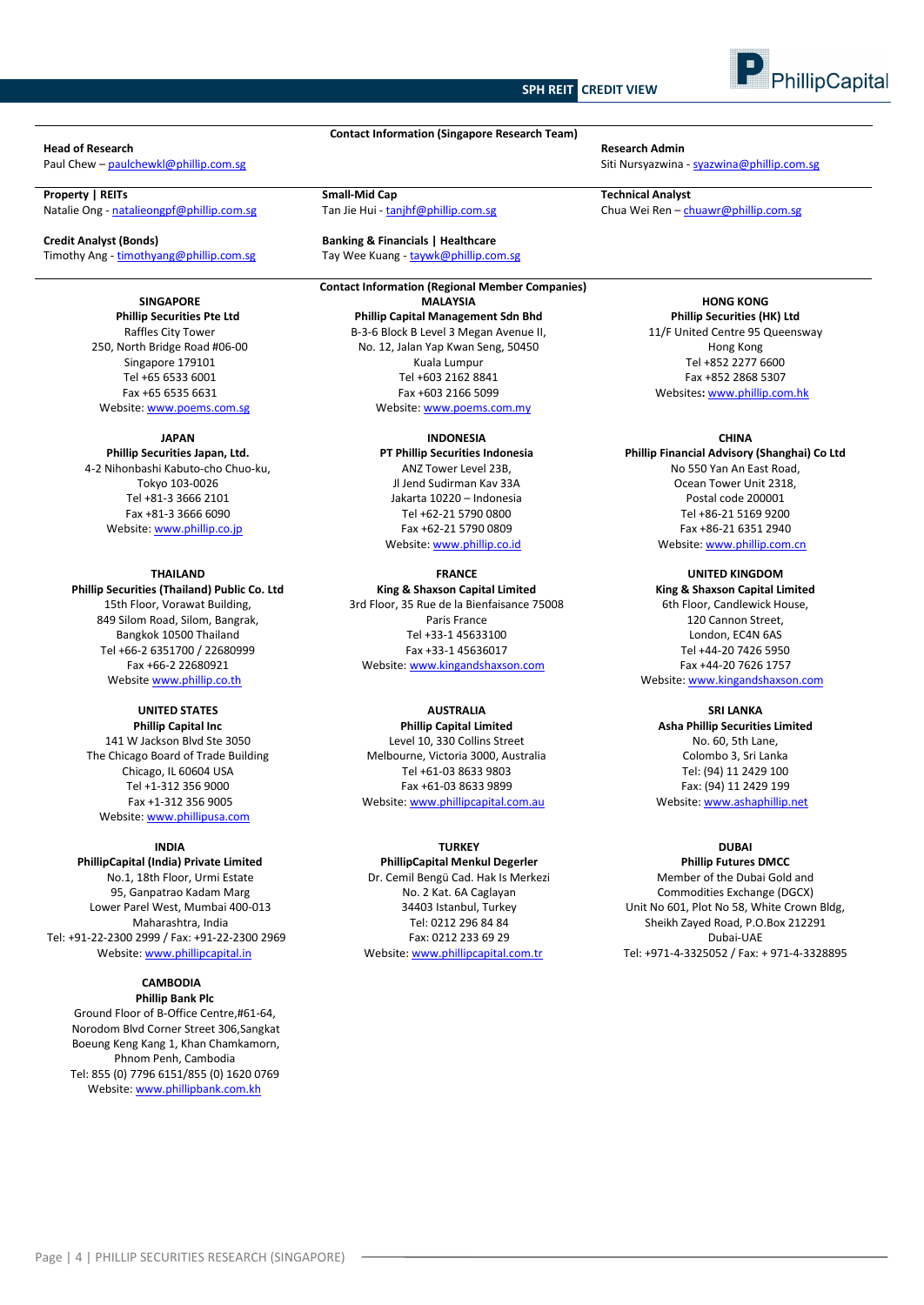## Contact Information (Singapore Research Team)

**Head of Research**
Paul Chew – paulchewkl@phillip.com.sg

**Research Admin**
Siti Nursyazwina - syazwina@phillip.com.sg

**Property | REITs**
Natalie Ong - natalieongpf@phillip.com.sg

**Small-Mid Cap**
Tan Jie Hui - tanjhf@phillip.com.sg

**Technical Analyst**
Chua Wei Ren – chuawr@phillip.com.sg

**Credit Analyst (Bonds)**
Timothy Ang - timothyang@phillip.com.sg

**Banking & Financials | Healthcare**
Tay Wee Kuang - taywk@phillip.com.sg

## Contact Information (Regional Member Companies)

**SINGAPORE**
**Phillip Securities Pte Ltd**
Raffles City Tower
250, North Bridge Road #06-00
Singapore 179101
Tel +65 6533 6001
Fax +65 6535 6631
Website: www.poems.com.sg

**MALAYSIA**
**Phillip Capital Management Sdn Bhd**
B-3-6 Block B Level 3 Megan Avenue II,
No. 12, Jalan Yap Kwan Seng, 50450
Kuala Lumpur
Tel +603 2162 8841
Fax +603 2166 5099
Website: www.poems.com.my

**HONG KONG**
**Phillip Securities (HK) Ltd**
11/F United Centre 95 Queensway
Hong Kong
Tel +852 2277 6600
Fax +852 2868 5307
Websites: www.phillip.com.hk

**JAPAN**
**Phillip Securities Japan, Ltd.**
4-2 Nihonbashi Kabuto-cho Chuo-ku,
Tokyo 103-0026
Tel +81-3 3666 2101
Fax +81-3 3666 6090
Website: www.phillip.co.jp

**INDONESIA**
**PT Phillip Securities Indonesia**
ANZ Tower Level 23B,
Jl Jend Sudirman Kav 33A
Jakarta 10220 – Indonesia
Tel +62-21 5790 0800
Fax +62-21 5790 0809
Website: www.phillip.co.id

**CHINA**
**Phillip Financial Advisory (Shanghai) Co Ltd**
No 550 Yan An East Road,
Ocean Tower Unit 2318,
Postal code 200001
Tel +86-21 5169 9200
Fax +86-21 6351 2940
Website: www.phillip.com.cn

**THAILAND**
**Phillip Securities (Thailand) Public Co. Ltd**
15th Floor, Vorawat Building,
849 Silom Road, Silom, Bangrak,
Bangkok 10500 Thailand
Tel +66-2 6351700 / 22680999
Fax +66-2 22680921
Website www.phillip.co.th

**FRANCE**
**King & Shaxson Capital Limited**
3rd Floor, 35 Rue de la Bienfaisance 75008
Paris France
Tel +33-1 45633100
Fax +33-1 45636017
Website: www.kingandshaxson.com

**UNITED KINGDOM**
**King & Shaxson Capital Limited**
6th Floor, Candlewick House,
120 Cannon Street,
London, EC4N 6AS
Tel +44-20 7426 5950
Fax +44-20 7626 1757
Website: www.kingandshaxson.com

**UNITED STATES**
**Phillip Capital Inc**
141 W Jackson Blvd Ste 3050
The Chicago Board of Trade Building
Chicago, IL 60604 USA
Tel +1-312 356 9000
Fax +1-312 356 9005
Website: www.phillipusa.com

**AUSTRALIA**
**Phillip Capital Limited**
Level 10, 330 Collins Street
Melbourne, Victoria 3000, Australia
Tel +61-03 8633 9803
Fax +61-03 8633 9899
Website: www.phillipcapital.com.au

**SRI LANKA**
**Asha Phillip Securities Limited**
No. 60, 5th Lane,
Colombo 3, Sri Lanka
Tel: (94) 11 2429 100
Fax: (94) 11 2429 199
Website: www.ashaphillip.net

**INDIA**
**PhillipCapital (India) Private Limited**
No.1, 18th Floor, Urmi Estate
95, Ganpatrao Kadam Marg
Lower Parel West, Mumbai 400-013
Maharashtra, India
Tel: +91-22-2300 2999 / Fax: +91-22-2300 2969
Website: www.phillipcapital.in

**TURKEY**
**PhillipCapital Menkul Degerler**
Dr. Cemil Bengü Cad. Hak Is Merkezi
No. 2 Kat. 6A Caglayan
34403 Istanbul, Turkey
Tel: 0212 296 84 84
Fax: 0212 233 69 29
Website: www.phillipcapital.com.tr

**DUBAI**
**Phillip Futures DMCC**
Member of the Dubai Gold and
Commodities Exchange (DGCX)
Unit No 601, Plot No 58, White Crown Bldg,
Sheikh Zayed Road, P.O.Box 212291
Dubai-UAE
Tel: +971-4-3325052 / Fax: + 971-4-3328895

**CAMBODIA**
**Phillip Bank Plc**
Ground Floor of B-Office Centre,#61-64,
Norodom Blvd Corner Street 306,Sangkat
Boeung Keng Kang 1, Khan Chamkamorn,
Phnom Penh, Cambodia
Tel: 855 (0) 7796 6151/855 (0) 1620 0769
Website: www.phillipbank.com.kh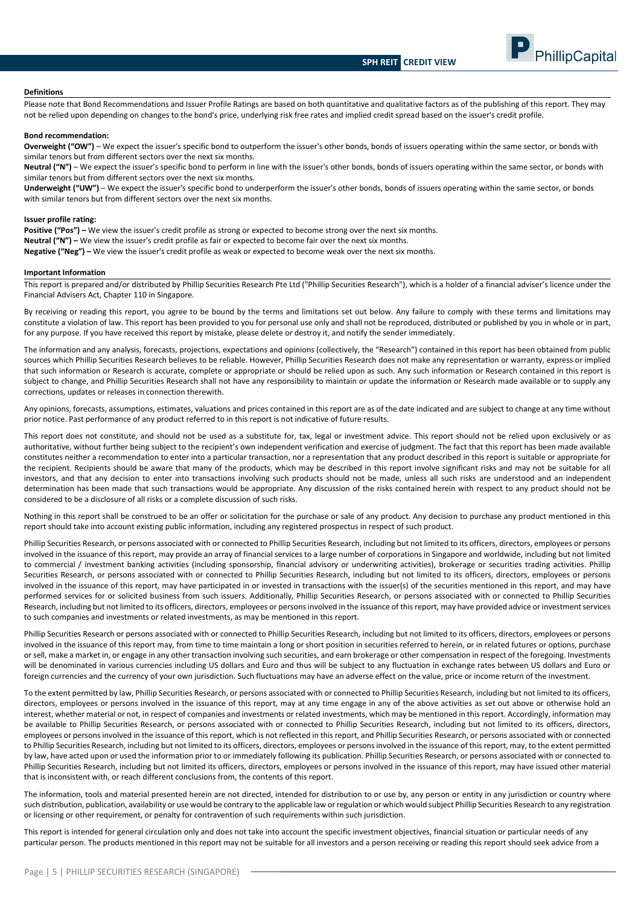#### Definitions

Please note that Bond Recommendations and Issuer Profile Ratings are based on both quantitative and qualitative factors as of the publishing of this report. They may not be relied upon depending on changes to the bond's price, underlying risk free rates and implied credit spread based on the issuer's credit profile.

**Bond recommendation:**

**Overweight ("OW")** – We expect the issuer's specific bond to outperform the issuer's other bonds, bonds of issuers operating within the same sector, or bonds with similar tenors but from different sectors over the next six months.
**Neutral ("N")** – We expect the issuer's specific bond to perform in line with the issuer's other bonds, bonds of issuers operating within the same sector, or bonds with similar tenors but from different sectors over the next six months.
**Underweight ("UW")** – We expect the issuer's specific bond to underperform the issuer's other bonds, bonds of issuers operating within the same sector, or bonds with similar tenors but from different sectors over the next six months.

**Issuer profile rating:**

**Positive ("Pos") –** We view the issuer's credit profile as strong or expected to become strong over the next six months.
**Neutral ("N") –** We view the issuer's credit profile as fair or expected to become fair over the next six months.
**Negative ("Neg") –** We view the issuer's credit profile as weak or expected to become weak over the next six months.

#### Important Information

This report is prepared and/or distributed by Phillip Securities Research Pte Ltd ("Phillip Securities Research"), which is a holder of a financial adviser's licence under the Financial Advisers Act, Chapter 110 in Singapore.

By receiving or reading this report, you agree to be bound by the terms and limitations set out below. Any failure to comply with these terms and limitations may constitute a violation of law. This report has been provided to you for personal use only and shall not be reproduced, distributed or published by you in whole or in part, for any purpose. If you have received this report by mistake, please delete or destroy it, and notify the sender immediately.

The information and any analysis, forecasts, projections, expectations and opinions (collectively, the "Research") contained in this report has been obtained from public sources which Phillip Securities Research believes to be reliable. However, Phillip Securities Research does not make any representation or warranty, express or implied that such information or Research is accurate, complete or appropriate or should be relied upon as such. Any such information or Research contained in this report is subject to change, and Phillip Securities Research shall not have any responsibility to maintain or update the information or Research made available or to supply any corrections, updates or releases in connection therewith.

Any opinions, forecasts, assumptions, estimates, valuations and prices contained in this report are as of the date indicated and are subject to change at any time without prior notice. Past performance of any product referred to in this report is not indicative of future results.

This report does not constitute, and should not be used as a substitute for, tax, legal or investment advice. This report should not be relied upon exclusively or as authoritative, without further being subject to the recipient's own independent verification and exercise of judgment. The fact that this report has been made available constitutes neither a recommendation to enter into a particular transaction, nor a representation that any product described in this report is suitable or appropriate for the recipient. Recipients should be aware that many of the products, which may be described in this report involve significant risks and may not be suitable for all investors, and that any decision to enter into transactions involving such products should not be made, unless all such risks are understood and an independent determination has been made that such transactions would be appropriate. Any discussion of the risks contained herein with respect to any product should not be considered to be a disclosure of all risks or a complete discussion of such risks.

Nothing in this report shall be construed to be an offer or solicitation for the purchase or sale of any product. Any decision to purchase any product mentioned in this report should take into account existing public information, including any registered prospectus in respect of such product.

Phillip Securities Research, or persons associated with or connected to Phillip Securities Research, including but not limited to its officers, directors, employees or persons involved in the issuance of this report, may provide an array of financial services to a large number of corporations in Singapore and worldwide, including but not limited to commercial / investment banking activities (including sponsorship, financial advisory or underwriting activities), brokerage or securities trading activities. Phillip Securities Research, or persons associated with or connected to Phillip Securities Research, including but not limited to its officers, directors, employees or persons involved in the issuance of this report, may have participated in or invested in transactions with the issuer(s) of the securities mentioned in this report, and may have performed services for or solicited business from such issuers. Additionally, Phillip Securities Research, or persons associated with or connected to Phillip Securities Research, including but not limited to its officers, directors, employees or persons involved in the issuance of this report, may have provided advice or investment services to such companies and investments or related investments, as may be mentioned in this report.

Phillip Securities Research or persons associated with or connected to Phillip Securities Research, including but not limited to its officers, directors, employees or persons involved in the issuance of this report may, from time to time maintain a long or short position in securities referred to herein, or in related futures or options, purchase or sell, make a market in, or engage in any other transaction involving such securities, and earn brokerage or other compensation in respect of the foregoing. Investments will be denominated in various currencies including US dollars and Euro and thus will be subject to any fluctuation in exchange rates between US dollars and Euro or foreign currencies and the currency of your own jurisdiction. Such fluctuations may have an adverse effect on the value, price or income return of the investment.

To the extent permitted by law, Phillip Securities Research, or persons associated with or connected to Phillip Securities Research, including but not limited to its officers, directors, employees or persons involved in the issuance of this report, may at any time engage in any of the above activities as set out above or otherwise hold an interest, whether material or not, in respect of companies and investments or related investments, which may be mentioned in this report. Accordingly, information may be available to Phillip Securities Research, or persons associated with or connected to Phillip Securities Research, including but not limited to its officers, directors, employees or persons involved in the issuance of this report, which is not reflected in this report, and Phillip Securities Research, or persons associated with or connected to Phillip Securities Research, including but not limited to its officers, directors, employees or persons involved in the issuance of this report, may, to the extent permitted by law, have acted upon or used the information prior to or immediately following its publication. Phillip Securities Research, or persons associated with or connected to Phillip Securities Research, including but not limited its officers, directors, employees or persons involved in the issuance of this report, may have issued other material that is inconsistent with, or reach different conclusions from, the contents of this report.

The information, tools and material presented herein are not directed, intended for distribution to or use by, any person or entity in any jurisdiction or country where such distribution, publication, availability or use would be contrary to the applicable law or regulation or which would subject Phillip Securities Research to any registration or licensing or other requirement, or penalty for contravention of such requirements within such jurisdiction.

This report is intended for general circulation only and does not take into account the specific investment objectives, financial situation or particular needs of any particular person. The products mentioned in this report may not be suitable for all investors and a person receiving or reading this report should seek advice from a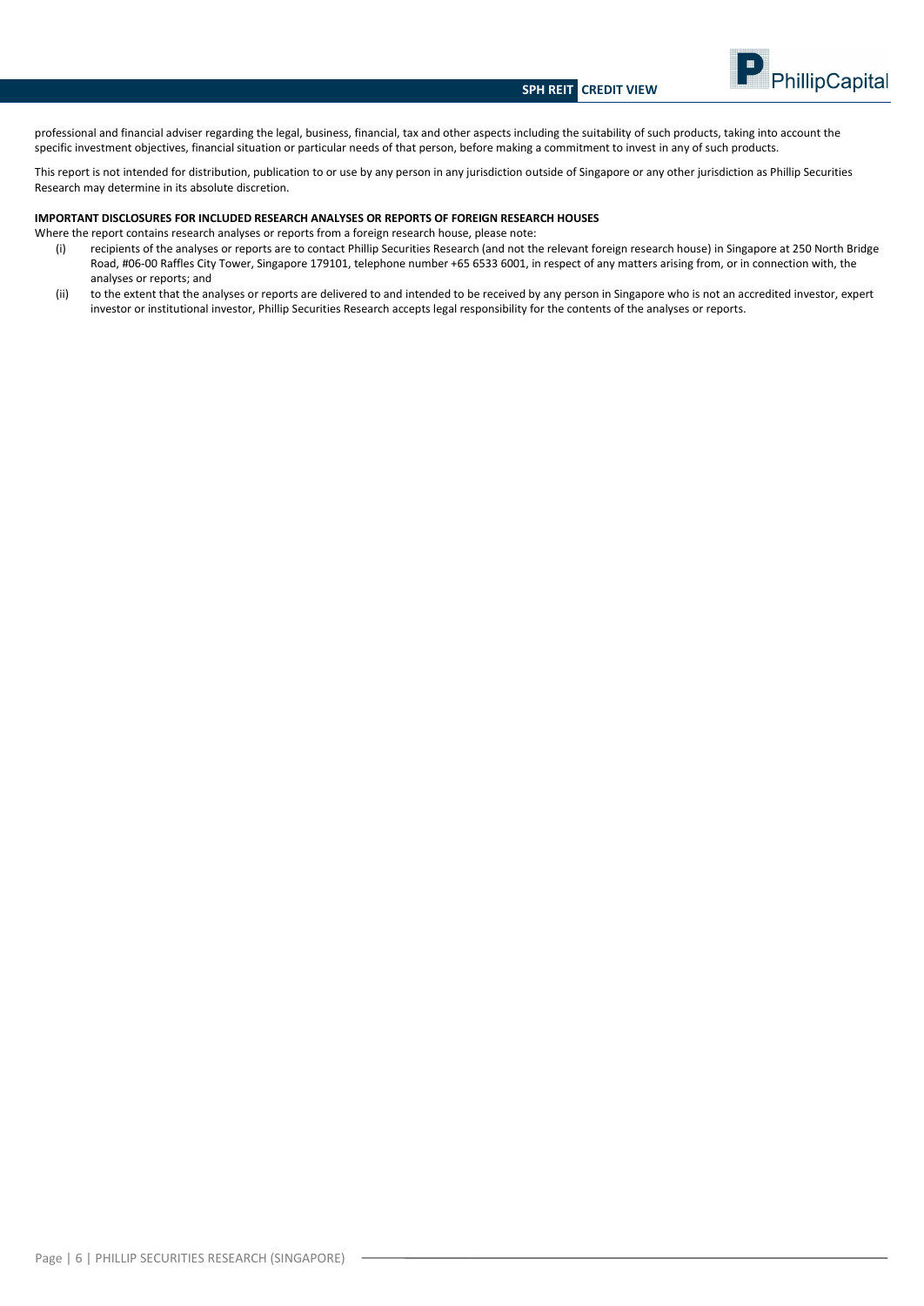professional and financial adviser regarding the legal, business, financial, tax and other aspects including the suitability of such products, taking into account the specific investment objectives, financial situation or particular needs of that person, before making a commitment to invest in any of such products.

This report is not intended for distribution, publication to or use by any person in any jurisdiction outside of Singapore or any other jurisdiction as Phillip Securities Research may determine in its absolute discretion.

**IMPORTANT DISCLOSURES FOR INCLUDED RESEARCH ANALYSES OR REPORTS OF FOREIGN RESEARCH HOUSES**

Where the report contains research analyses or reports from a foreign research house, please note:

(i) recipients of the analyses or reports are to contact Phillip Securities Research (and not the relevant foreign research house) in Singapore at 250 North Bridge Road, #06-00 Raffles City Tower, Singapore 179101, telephone number +65 6533 6001, in respect of any matters arising from, or in connection with, the analyses or reports; and

(ii) to the extent that the analyses or reports are delivered to and intended to be received by any person in Singapore who is not an accredited investor, expert investor or institutional investor, Phillip Securities Research accepts legal responsibility for the contents of the analyses or reports.